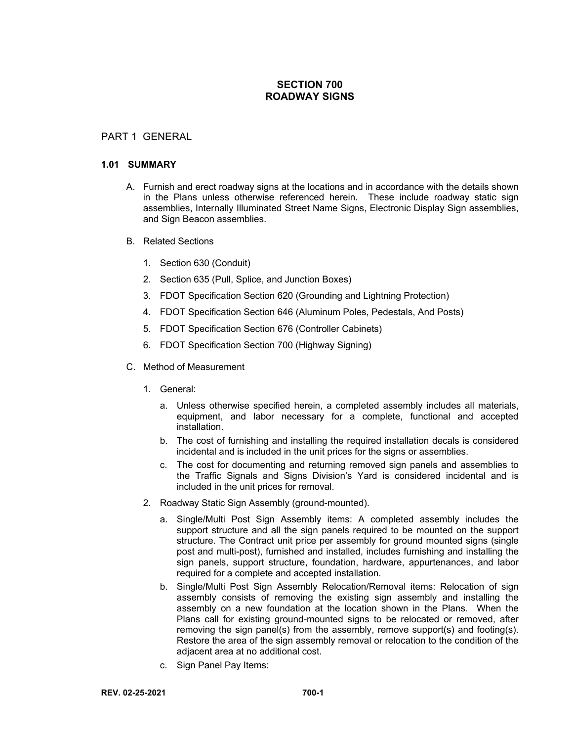# SECTION 700
# ROADWAY SIGNS

## PART 1 GENERAL

### 1.01 SUMMARY

A. Furnish and erect roadway signs at the locations and in accordance with the details shown in the Plans unless otherwise referenced herein. These include roadway static sign assemblies, Internally Illuminated Street Name Signs, Electronic Display Sign assemblies, and Sign Beacon assemblies.

B. Related Sections

1. Section 630 (Conduit)
2. Section 635 (Pull, Splice, and Junction Boxes)
3. FDOT Specification Section 620 (Grounding and Lightning Protection)
4. FDOT Specification Section 646 (Aluminum Poles, Pedestals, And Posts)
5. FDOT Specification Section 676 (Controller Cabinets)
6. FDOT Specification Section 700 (Highway Signing)

C. Method of Measurement

1. General:
    a. Unless otherwise specified herein, a completed assembly includes all materials, equipment, and labor necessary for a complete, functional and accepted installation.
    b. The cost of furnishing and installing the required installation decals is considered incidental and is included in the unit prices for the signs or assemblies.
    c. The cost for documenting and returning removed sign panels and assemblies to the Traffic Signals and Signs Division's Yard is considered incidental and is included in the unit prices for removal.
2. Roadway Static Sign Assembly (ground-mounted).
    a. Single/Multi Post Sign Assembly items: A completed assembly includes the support structure and all the sign panels required to be mounted on the support structure. The Contract unit price per assembly for ground mounted signs (single post and multi-post), furnished and installed, includes furnishing and installing the sign panels, support structure, foundation, hardware, appurtenances, and labor required for a complete and accepted installation.
    b. Single/Multi Post Sign Assembly Relocation/Removal items: Relocation of sign assembly consists of removing the existing sign assembly and installing the assembly on a new foundation at the location shown in the Plans. When the Plans call for existing ground-mounted signs to be relocated or removed, after removing the sign panel(s) from the assembly, remove support(s) and footing(s). Restore the area of the sign assembly removal or relocation to the condition of the adjacent area at no additional cost.
    c. Sign Panel Pay Items: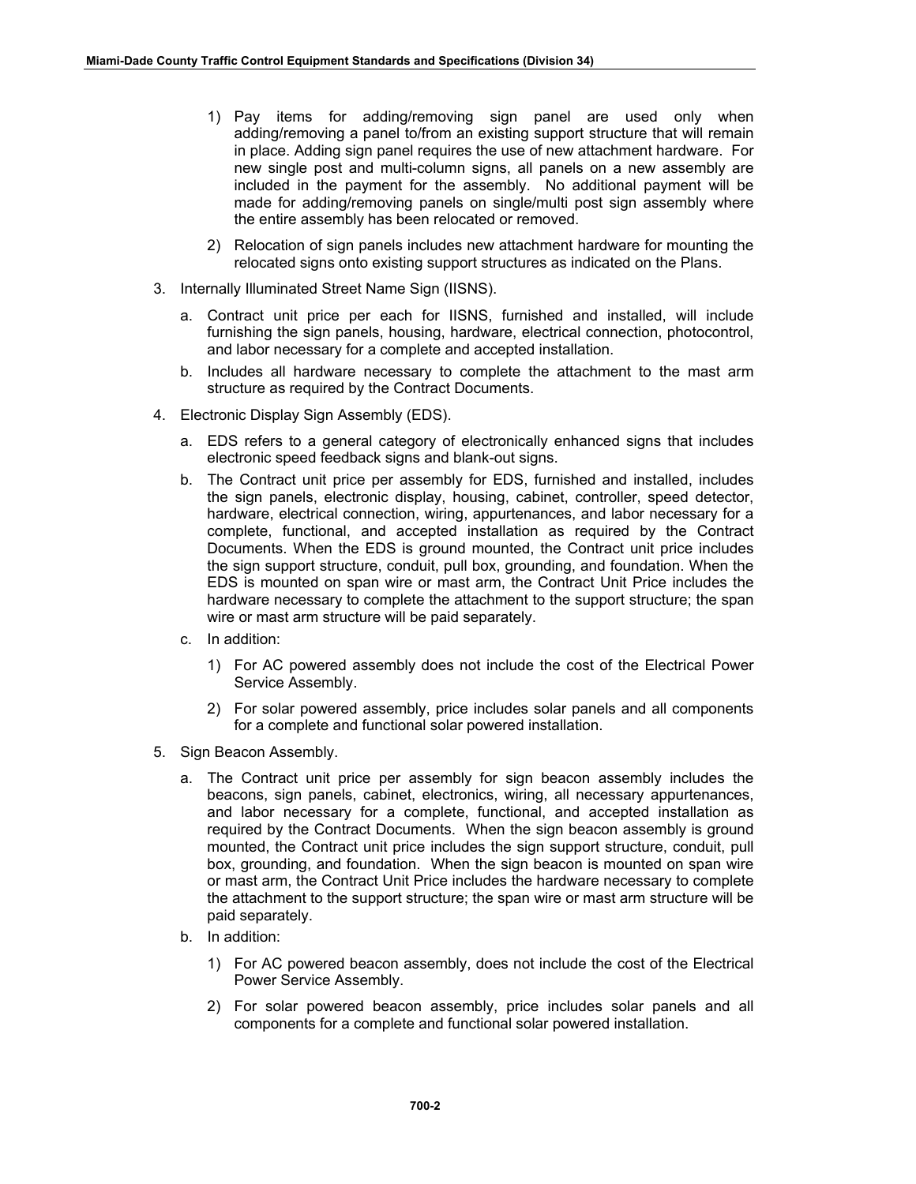1) Pay items for adding/removing sign panel are used only when adding/removing a panel to/from an existing support structure that will remain in place. Adding sign panel requires the use of new attachment hardware. For new single post and multi-column signs, all panels on a new assembly are included in the payment for the assembly. No additional payment will be made for adding/removing panels on single/multi post sign assembly where the entire assembly has been relocated or removed.

2) Relocation of sign panels includes new attachment hardware for mounting the relocated signs onto existing support structures as indicated on the Plans.

3. Internally Illuminated Street Name Sign (IISNS).

   a. Contract unit price per each for IISNS, furnished and installed, will include furnishing the sign panels, housing, hardware, electrical connection, photocontrol, and labor necessary for a complete and accepted installation.

   b. Includes all hardware necessary to complete the attachment to the mast arm structure as required by the Contract Documents.

4. Electronic Display Sign Assembly (EDS).

   a. EDS refers to a general category of electronically enhanced signs that includes electronic speed feedback signs and blank-out signs.

   b. The Contract unit price per assembly for EDS, furnished and installed, includes the sign panels, electronic display, housing, cabinet, controller, speed detector, hardware, electrical connection, wiring, appurtenances, and labor necessary for a complete, functional, and accepted installation as required by the Contract Documents. When the EDS is ground mounted, the Contract unit price includes the sign support structure, conduit, pull box, grounding, and foundation. When the EDS is mounted on span wire or mast arm, the Contract Unit Price includes the hardware necessary to complete the attachment to the support structure; the span wire or mast arm structure will be paid separately.

   c. In addition:

      1) For AC powered assembly does not include the cost of the Electrical Power Service Assembly.

      2) For solar powered assembly, price includes solar panels and all components for a complete and functional solar powered installation.

5. Sign Beacon Assembly.

   a. The Contract unit price per assembly for sign beacon assembly includes the beacons, sign panels, cabinet, electronics, wiring, all necessary appurtenances, and labor necessary for a complete, functional, and accepted installation as required by the Contract Documents. When the sign beacon assembly is ground mounted, the Contract unit price includes the sign support structure, conduit, pull box, grounding, and foundation. When the sign beacon is mounted on span wire or mast arm, the Contract Unit Price includes the hardware necessary to complete the attachment to the support structure; the span wire or mast arm structure will be paid separately.

   b. In addition:

      1) For AC powered beacon assembly, does not include the cost of the Electrical Power Service Assembly.

      2) For solar powered beacon assembly, price includes solar panels and all components for a complete and functional solar powered installation.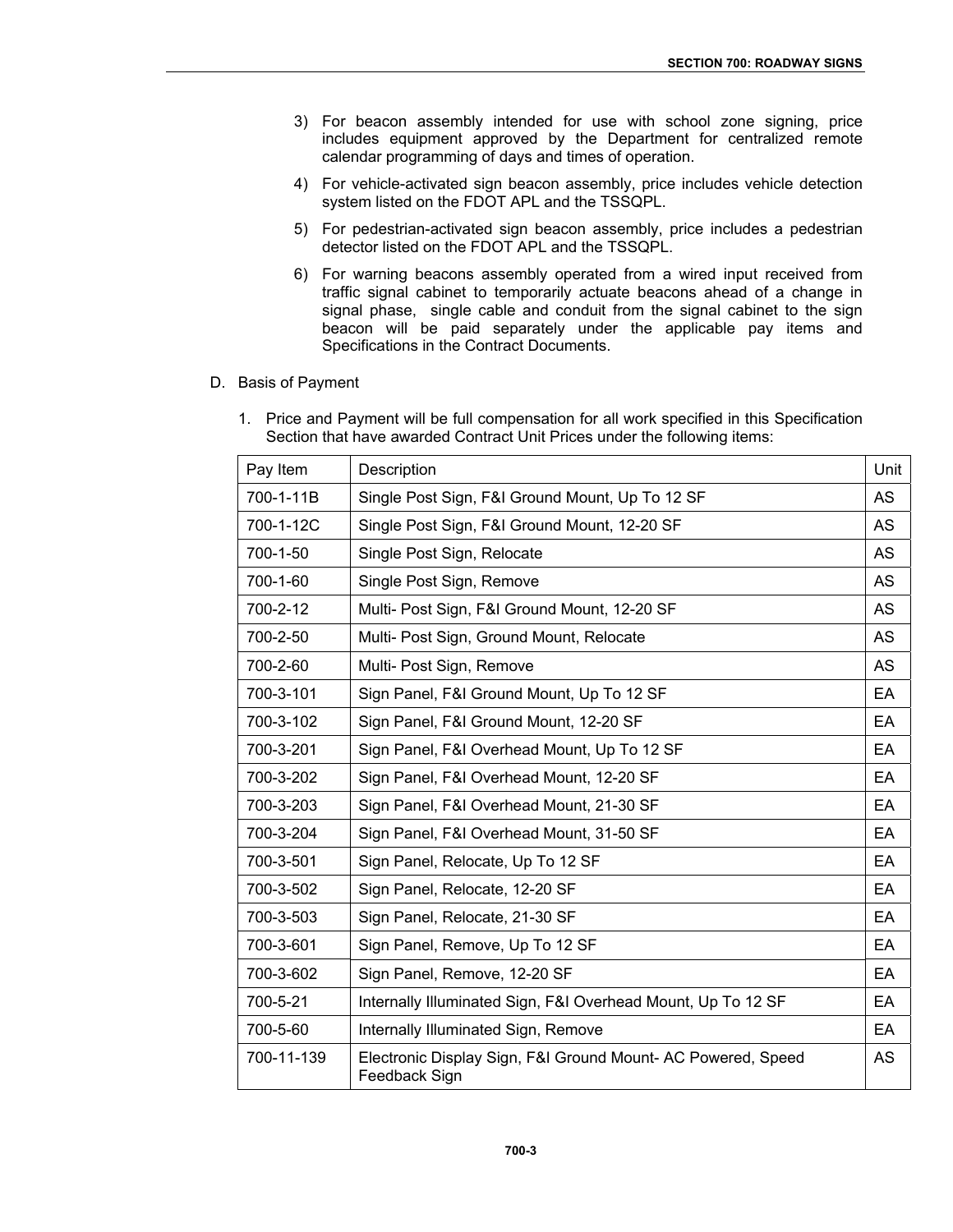3) For beacon assembly intended for use with school zone signing, price includes equipment approved by the Department for centralized remote calendar programming of days and times of operation.

4) For vehicle-activated sign beacon assembly, price includes vehicle detection system listed on the FDOT APL and the TSSQPL.

5) For pedestrian-activated sign beacon assembly, price includes a pedestrian detector listed on the FDOT APL and the TSSQPL.

6) For warning beacons assembly operated from a wired input received from traffic signal cabinet to temporarily actuate beacons ahead of a change in signal phase, single cable and conduit from the signal cabinet to the sign beacon will be paid separately under the applicable pay items and Specifications in the Contract Documents.

D. Basis of Payment

1. Price and Payment will be full compensation for all work specified in this Specification Section that have awarded Contract Unit Prices under the following items:

| Pay Item | Description | Unit |
|---|---|---|
| 700-1-11B | Single Post Sign, F&I Ground Mount, Up To 12 SF | AS |
| 700-1-12C | Single Post Sign, F&I Ground Mount, 12-20 SF | AS |
| 700-1-50 | Single Post Sign, Relocate | AS |
| 700-1-60 | Single Post Sign, Remove | AS |
| 700-2-12 | Multi- Post Sign, F&I Ground Mount, 12-20 SF | AS |
| 700-2-50 | Multi- Post Sign, Ground Mount, Relocate | AS |
| 700-2-60 | Multi- Post Sign, Remove | AS |
| 700-3-101 | Sign Panel, F&I Ground Mount, Up To 12 SF | EA |
| 700-3-102 | Sign Panel, F&I Ground Mount, 12-20 SF | EA |
| 700-3-201 | Sign Panel, F&I Overhead Mount, Up To 12 SF | EA |
| 700-3-202 | Sign Panel, F&I Overhead Mount, 12-20 SF | EA |
| 700-3-203 | Sign Panel, F&I Overhead Mount, 21-30 SF | EA |
| 700-3-204 | Sign Panel, F&I Overhead Mount, 31-50 SF | EA |
| 700-3-501 | Sign Panel, Relocate, Up To 12 SF | EA |
| 700-3-502 | Sign Panel, Relocate, 12-20 SF | EA |
| 700-3-503 | Sign Panel, Relocate, 21-30 SF | EA |
| 700-3-601 | Sign Panel, Remove, Up To 12 SF | EA |
| 700-3-602 | Sign Panel, Remove, 12-20 SF | EA |
| 700-5-21 | Internally Illuminated Sign, F&I Overhead Mount, Up To 12 SF | EA |
| 700-5-60 | Internally Illuminated Sign, Remove | EA |
| 700-11-139 | Electronic Display Sign, F&I Ground Mount- AC Powered, Speed Feedback Sign | AS |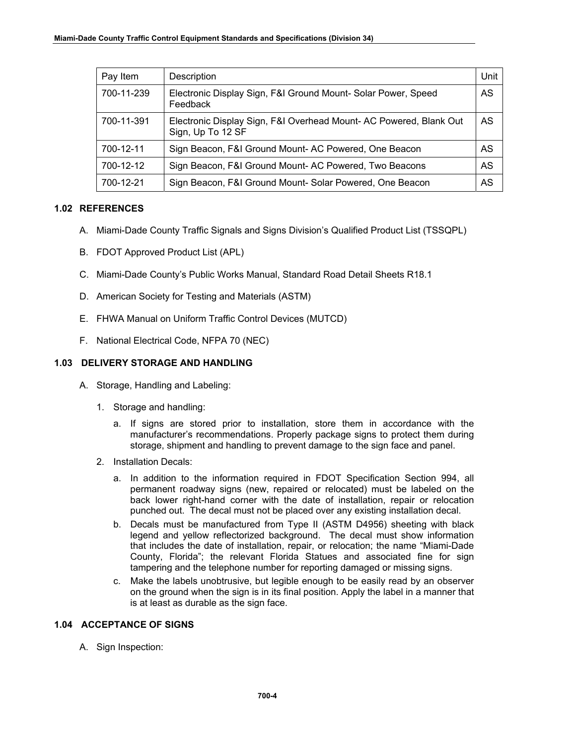| Pay Item | Description | Unit |
|---|---|---|
| 700-11-239 | Electronic Display Sign, F&I Ground Mount- Solar Power, Speed Feedback | AS |
| 700-11-391 | Electronic Display Sign, F&I Overhead Mount- AC Powered, Blank Out Sign, Up To 12 SF | AS |
| 700-12-11 | Sign Beacon, F&I Ground Mount- AC Powered, One Beacon | AS |
| 700-12-12 | Sign Beacon, F&I Ground Mount- AC Powered, Two Beacons | AS |
| 700-12-21 | Sign Beacon, F&I Ground Mount- Solar Powered, One Beacon | AS |

### 1.02 REFERENCES

A. Miami-Dade County Traffic Signals and Signs Division's Qualified Product List (TSSQPL)

B. FDOT Approved Product List (APL)

C. Miami-Dade County's Public Works Manual, Standard Road Detail Sheets R18.1

D. American Society for Testing and Materials (ASTM)

E. FHWA Manual on Uniform Traffic Control Devices (MUTCD)

F. National Electrical Code, NFPA 70 (NEC)

### 1.03 DELIVERY STORAGE AND HANDLING

A. Storage, Handling and Labeling:

1. Storage and handling:

   a. If signs are stored prior to installation, store them in accordance with the manufacturer's recommendations. Properly package signs to protect them during storage, shipment and handling to prevent damage to the sign face and panel.

2. Installation Decals:

   a. In addition to the information required in FDOT Specification Section 994, all permanent roadway signs (new, repaired or relocated) must be labeled on the back lower right-hand corner with the date of installation, repair or relocation punched out. The decal must not be placed over any existing installation decal.

   b. Decals must be manufactured from Type II (ASTM D4956) sheeting with black legend and yellow reflectorized background. The decal must show information that includes the date of installation, repair, or relocation; the name "Miami-Dade County, Florida"; the relevant Florida Statues and associated fine for sign tampering and the telephone number for reporting damaged or missing signs.

   c. Make the labels unobtrusive, but legible enough to be easily read by an observer on the ground when the sign is in its final position. Apply the label in a manner that is at least as durable as the sign face.

### 1.04 ACCEPTANCE OF SIGNS

A. Sign Inspection: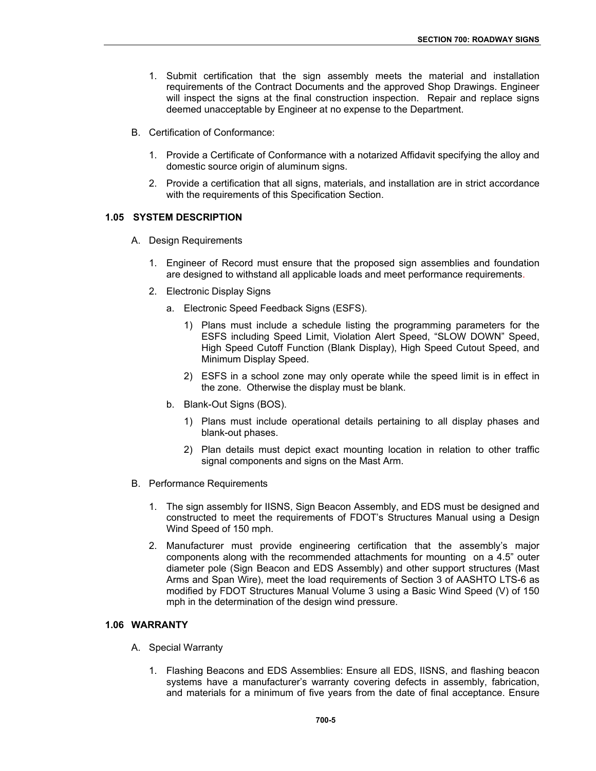1. Submit certification that the sign assembly meets the material and installation requirements of the Contract Documents and the approved Shop Drawings. Engineer will inspect the signs at the final construction inspection. Repair and replace signs deemed unacceptable by Engineer at no expense to the Department.

B. Certification of Conformance:

1. Provide a Certificate of Conformance with a notarized Affidavit specifying the alloy and domestic source origin of aluminum signs.
2. Provide a certification that all signs, materials, and installation are in strict accordance with the requirements of this Specification Section.

### 1.05 SYSTEM DESCRIPTION

A. Design Requirements

1. Engineer of Record must ensure that the proposed sign assemblies and foundation are designed to withstand all applicable loads and meet performance requirements.
2. Electronic Display Signs
   a. Electronic Speed Feedback Signs (ESFS).
      1) Plans must include a schedule listing the programming parameters for the ESFS including Speed Limit, Violation Alert Speed, “SLOW DOWN” Speed, High Speed Cutoff Function (Blank Display), High Speed Cutout Speed, and Minimum Display Speed.
      2) ESFS in a school zone may only operate while the speed limit is in effect in the zone. Otherwise the display must be blank.
   b. Blank-Out Signs (BOS).
      1) Plans must include operational details pertaining to all display phases and blank-out phases.
      2) Plan details must depict exact mounting location in relation to other traffic signal components and signs on the Mast Arm.

B. Performance Requirements

1. The sign assembly for IISNS, Sign Beacon Assembly, and EDS must be designed and constructed to meet the requirements of FDOT’s Structures Manual using a Design Wind Speed of 150 mph.
2. Manufacturer must provide engineering certification that the assembly’s major components along with the recommended attachments for mounting on a 4.5” outer diameter pole (Sign Beacon and EDS Assembly) and other support structures (Mast Arms and Span Wire), meet the load requirements of Section 3 of AASHTO LTS-6 as modified by FDOT Structures Manual Volume 3 using a Basic Wind Speed (V) of 150 mph in the determination of the design wind pressure.

### 1.06 WARRANTY

A. Special Warranty

1. Flashing Beacons and EDS Assemblies: Ensure all EDS, IISNS, and flashing beacon systems have a manufacturer’s warranty covering defects in assembly, fabrication, and materials for a minimum of five years from the date of final acceptance. Ensure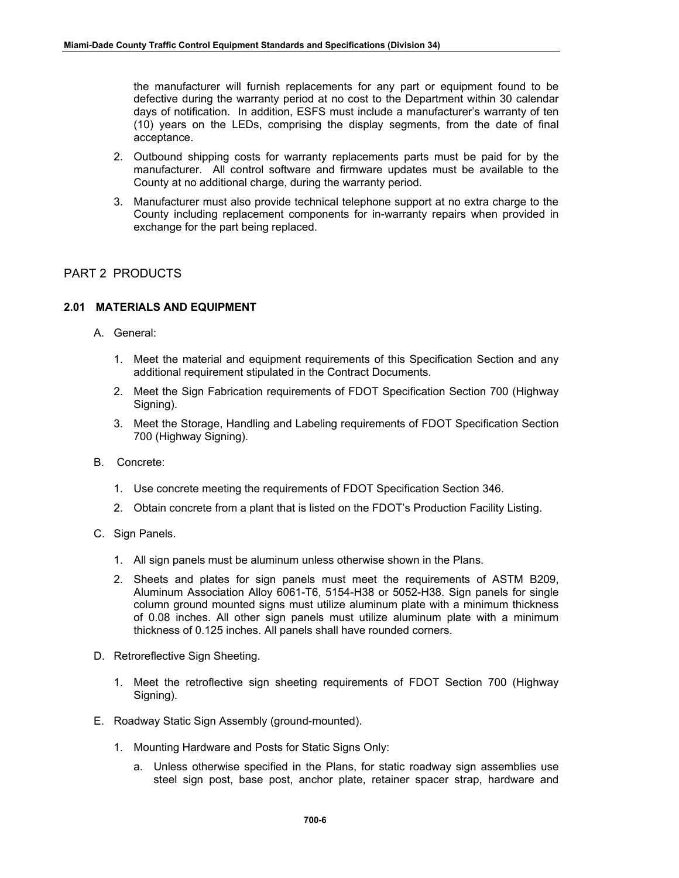the manufacturer will furnish replacements for any part or equipment found to be defective during the warranty period at no cost to the Department within 30 calendar days of notification. In addition, ESFS must include a manufacturer's warranty of ten (10) years on the LEDs, comprising the display segments, from the date of final acceptance.

2. Outbound shipping costs for warranty replacements parts must be paid for by the manufacturer. All control software and firmware updates must be available to the County at no additional charge, during the warranty period.
3. Manufacturer must also provide technical telephone support at no extra charge to the County including replacement components for in-warranty repairs when provided in exchange for the part being replaced.

## PART 2 PRODUCTS

### 2.01 MATERIALS AND EQUIPMENT

A. General:

1. Meet the material and equipment requirements of this Specification Section and any additional requirement stipulated in the Contract Documents.
2. Meet the Sign Fabrication requirements of FDOT Specification Section 700 (Highway Signing).
3. Meet the Storage, Handling and Labeling requirements of FDOT Specification Section 700 (Highway Signing).

B. Concrete:

1. Use concrete meeting the requirements of FDOT Specification Section 346.
2. Obtain concrete from a plant that is listed on the FDOT's Production Facility Listing.

C. Sign Panels.

1. All sign panels must be aluminum unless otherwise shown in the Plans.
2. Sheets and plates for sign panels must meet the requirements of ASTM B209, Aluminum Association Alloy 6061-T6, 5154-H38 or 5052-H38. Sign panels for single column ground mounted signs must utilize aluminum plate with a minimum thickness of 0.08 inches. All other sign panels must utilize aluminum plate with a minimum thickness of 0.125 inches. All panels shall have rounded corners.

D. Retroreflective Sign Sheeting.

1. Meet the retroflective sign sheeting requirements of FDOT Section 700 (Highway Signing).

E. Roadway Static Sign Assembly (ground-mounted).

1. Mounting Hardware and Posts for Static Signs Only:
   a. Unless otherwise specified in the Plans, for static roadway sign assemblies use steel sign post, base post, anchor plate, retainer spacer strap, hardware and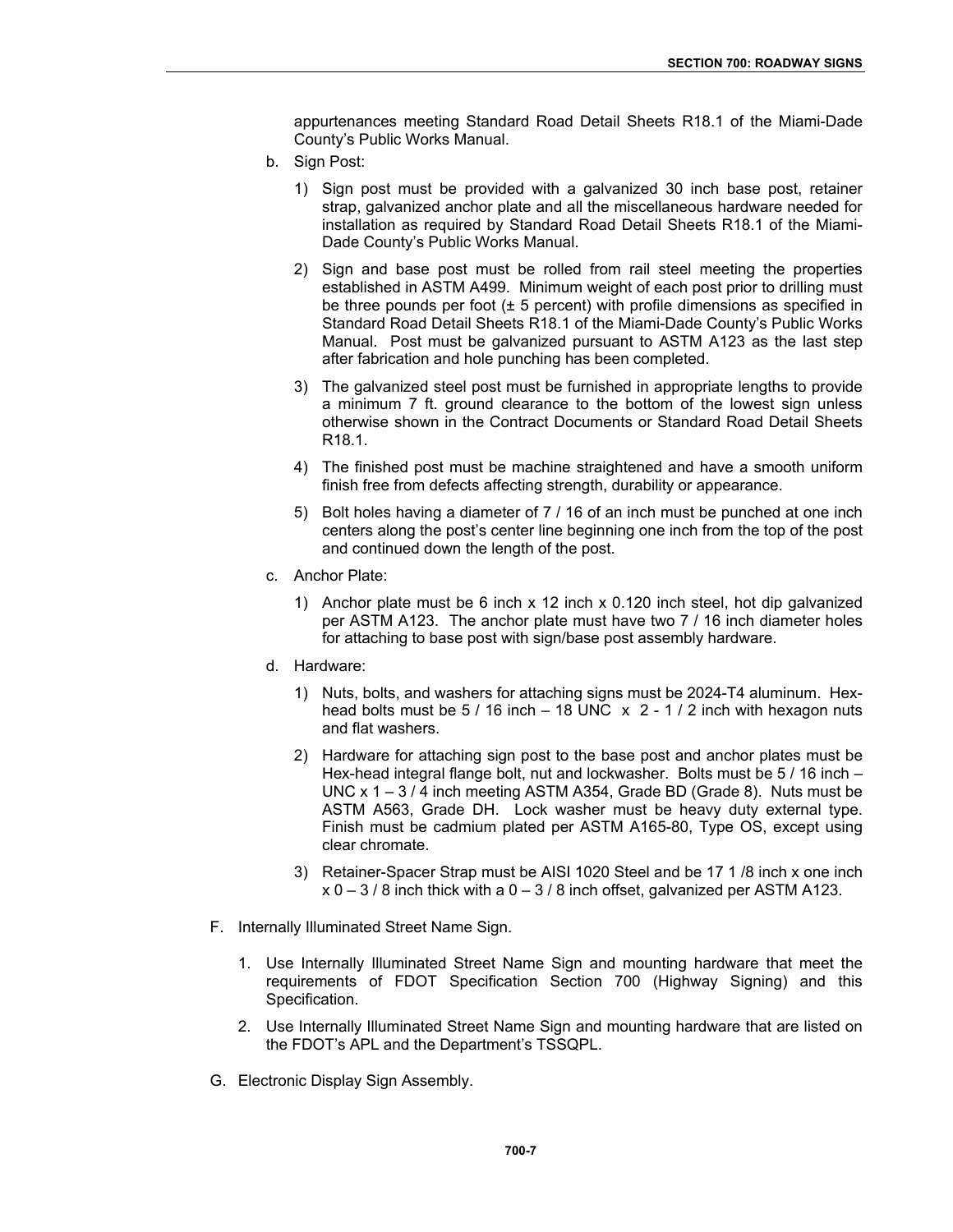appurtenances meeting Standard Road Detail Sheets R18.1 of the Miami-Dade County's Public Works Manual.

b. Sign Post:

   1) Sign post must be provided with a galvanized 30 inch base post, retainer strap, galvanized anchor plate and all the miscellaneous hardware needed for installation as required by Standard Road Detail Sheets R18.1 of the Miami-Dade County's Public Works Manual.

   2) Sign and base post must be rolled from rail steel meeting the properties established in ASTM A499. Minimum weight of each post prior to drilling must be three pounds per foot (± 5 percent) with profile dimensions as specified in Standard Road Detail Sheets R18.1 of the Miami-Dade County's Public Works Manual. Post must be galvanized pursuant to ASTM A123 as the last step after fabrication and hole punching has been completed.

   3) The galvanized steel post must be furnished in appropriate lengths to provide a minimum 7 ft. ground clearance to the bottom of the lowest sign unless otherwise shown in the Contract Documents or Standard Road Detail Sheets R18.1.

   4) The finished post must be machine straightened and have a smooth uniform finish free from defects affecting strength, durability or appearance.

   5) Bolt holes having a diameter of 7 / 16 of an inch must be punched at one inch centers along the post's center line beginning one inch from the top of the post and continued down the length of the post.

c. Anchor Plate:

   1) Anchor plate must be 6 inch x 12 inch x 0.120 inch steel, hot dip galvanized per ASTM A123. The anchor plate must have two 7 / 16 inch diameter holes for attaching to base post with sign/base post assembly hardware.

d. Hardware:

   1) Nuts, bolts, and washers for attaching signs must be 2024-T4 aluminum. Hex-head bolts must be 5 / 16 inch – 18 UNC x 2 - 1 / 2 inch with hexagon nuts and flat washers.

   2) Hardware for attaching sign post to the base post and anchor plates must be Hex-head integral flange bolt, nut and lockwasher. Bolts must be 5 / 16 inch – UNC x 1 – 3 / 4 inch meeting ASTM A354, Grade BD (Grade 8). Nuts must be ASTM A563, Grade DH. Lock washer must be heavy duty external type. Finish must be cadmium plated per ASTM A165-80, Type OS, except using clear chromate.

   3) Retainer-Spacer Strap must be AISI 1020 Steel and be 17 1 /8 inch x one inch x 0 – 3 / 8 inch thick with a 0 – 3 / 8 inch offset, galvanized per ASTM A123.

F. Internally Illuminated Street Name Sign.

   1. Use Internally Illuminated Street Name Sign and mounting hardware that meet the requirements of FDOT Specification Section 700 (Highway Signing) and this Specification.

   2. Use Internally Illuminated Street Name Sign and mounting hardware that are listed on the FDOT's APL and the Department's TSSQPL.

G. Electronic Display Sign Assembly.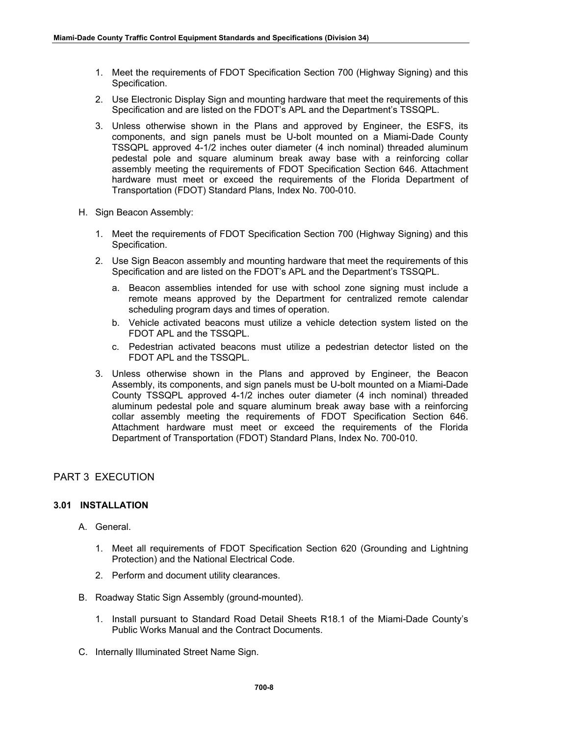1. Meet the requirements of FDOT Specification Section 700 (Highway Signing) and this Specification.
2. Use Electronic Display Sign and mounting hardware that meet the requirements of this Specification and are listed on the FDOT's APL and the Department's TSSQPL.
3. Unless otherwise shown in the Plans and approved by Engineer, the ESFS, its components, and sign panels must be U-bolt mounted on a Miami-Dade County TSSQPL approved 4-1/2 inches outer diameter (4 inch nominal) threaded aluminum pedestal pole and square aluminum break away base with a reinforcing collar assembly meeting the requirements of FDOT Specification Section 646. Attachment hardware must meet or exceed the requirements of the Florida Department of Transportation (FDOT) Standard Plans, Index No. 700-010.

H. Sign Beacon Assembly:

1. Meet the requirements of FDOT Specification Section 700 (Highway Signing) and this Specification.
2. Use Sign Beacon assembly and mounting hardware that meet the requirements of this Specification and are listed on the FDOT's APL and the Department's TSSQPL.
   a. Beacon assemblies intended for use with school zone signing must include a remote means approved by the Department for centralized remote calendar scheduling program days and times of operation.
   b. Vehicle activated beacons must utilize a vehicle detection system listed on the FDOT APL and the TSSQPL.
   c. Pedestrian activated beacons must utilize a pedestrian detector listed on the FDOT APL and the TSSQPL.
3. Unless otherwise shown in the Plans and approved by Engineer, the Beacon Assembly, its components, and sign panels must be U-bolt mounted on a Miami-Dade County TSSQPL approved 4-1/2 inches outer diameter (4 inch nominal) threaded aluminum pedestal pole and square aluminum break away base with a reinforcing collar assembly meeting the requirements of FDOT Specification Section 646. Attachment hardware must meet or exceed the requirements of the Florida Department of Transportation (FDOT) Standard Plans, Index No. 700-010.

## PART 3 EXECUTION

### 3.01 INSTALLATION

A. General.

1. Meet all requirements of FDOT Specification Section 620 (Grounding and Lightning Protection) and the National Electrical Code.
2. Perform and document utility clearances.

B. Roadway Static Sign Assembly (ground-mounted).

1. Install pursuant to Standard Road Detail Sheets R18.1 of the Miami-Dade County's Public Works Manual and the Contract Documents.

C. Internally Illuminated Street Name Sign.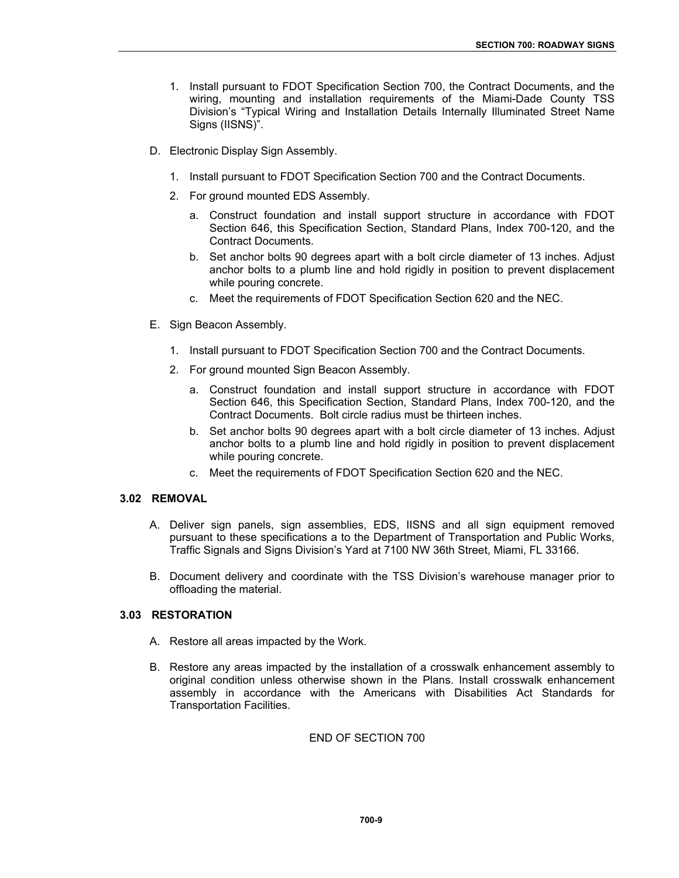1. Install pursuant to FDOT Specification Section 700, the Contract Documents, and the wiring, mounting and installation requirements of the Miami-Dade County TSS Division's "Typical Wiring and Installation Details Internally Illuminated Street Name Signs (IISNS)".

D. Electronic Display Sign Assembly.

1. Install pursuant to FDOT Specification Section 700 and the Contract Documents.
2. For ground mounted EDS Assembly.
   a. Construct foundation and install support structure in accordance with FDOT Section 646, this Specification Section, Standard Plans, Index 700-120, and the Contract Documents.
   b. Set anchor bolts 90 degrees apart with a bolt circle diameter of 13 inches. Adjust anchor bolts to a plumb line and hold rigidly in position to prevent displacement while pouring concrete.
   c. Meet the requirements of FDOT Specification Section 620 and the NEC.

E. Sign Beacon Assembly.

1. Install pursuant to FDOT Specification Section 700 and the Contract Documents.
2. For ground mounted Sign Beacon Assembly.
   a. Construct foundation and install support structure in accordance with FDOT Section 646, this Specification Section, Standard Plans, Index 700-120, and the Contract Documents. Bolt circle radius must be thirteen inches.
   b. Set anchor bolts 90 degrees apart with a bolt circle diameter of 13 inches. Adjust anchor bolts to a plumb line and hold rigidly in position to prevent displacement while pouring concrete.
   c. Meet the requirements of FDOT Specification Section 620 and the NEC.

### 3.02 REMOVAL

A. Deliver sign panels, sign assemblies, EDS, IISNS and all sign equipment removed pursuant to these specifications a to the Department of Transportation and Public Works, Traffic Signals and Signs Division's Yard at 7100 NW 36th Street, Miami, FL 33166.

B. Document delivery and coordinate with the TSS Division's warehouse manager prior to offloading the material.

### 3.03 RESTORATION

A. Restore all areas impacted by the Work.

B. Restore any areas impacted by the installation of a crosswalk enhancement assembly to original condition unless otherwise shown in the Plans. Install crosswalk enhancement assembly in accordance with the Americans with Disabilities Act Standards for Transportation Facilities.

END OF SECTION 700